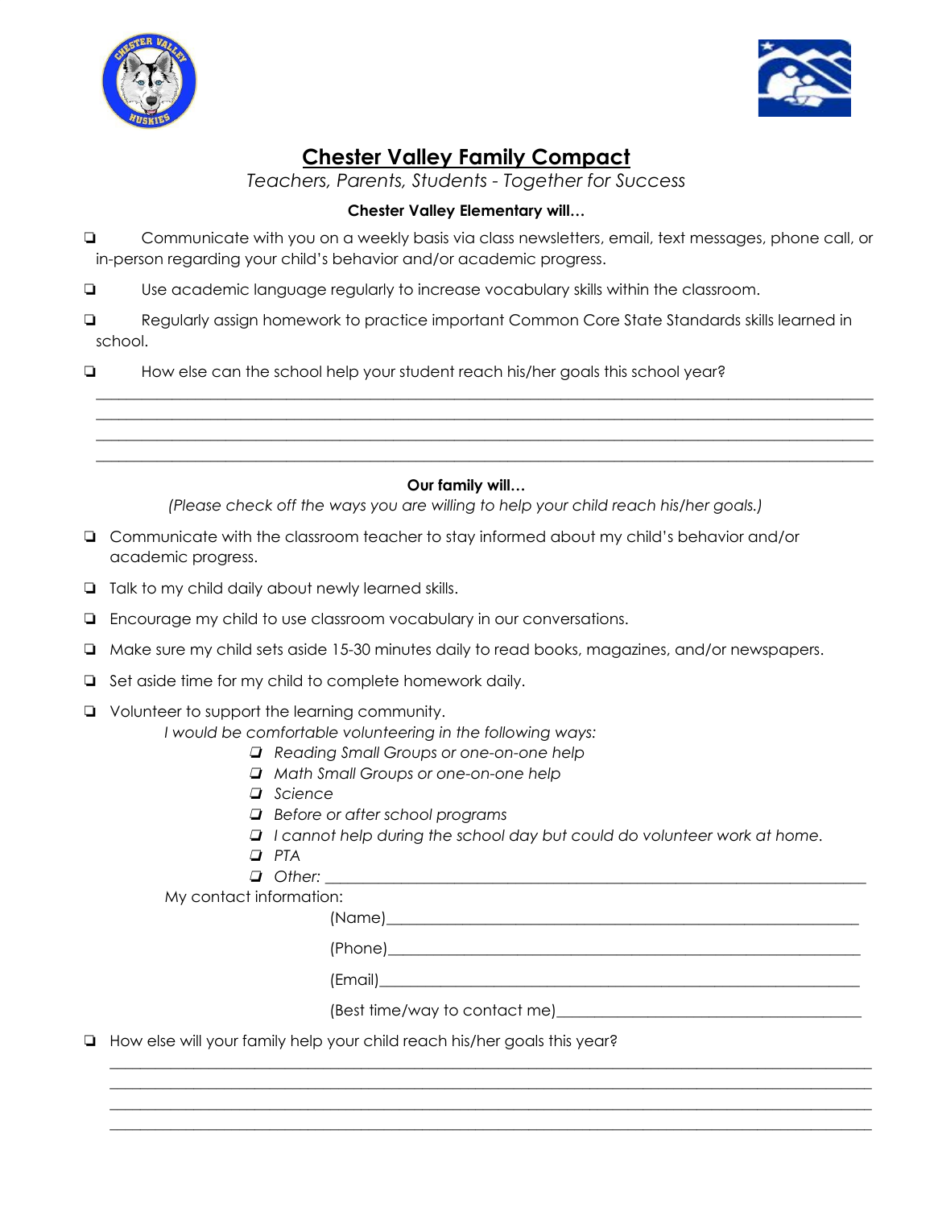# Chester Valley Family Compact

*Teachers, Parents, Students - Together for Success*

**Chester Valley Elementary will…**

- ❑ Communicate with you on a weekly basis via class newsletters, email, text messages, phone call, or in-person regarding your child's behavior and/or academic progress.
- ❑ Use academic language regularly to increase vocabulary skills within the classroom.
- ❑ Regularly assign homework to practice important Common Core State Standards skills learned in school.
- ❑ How else can the school help your student reach his/her goals this school year?

______________________________________________________________________________________

______________________________________________________________________________________

______________________________________________________________________________________

______________________________________________________________________________________

**Our family will…**

*(Please check off the ways you are willing to help your child reach his/her goals.)*

- ❑ Communicate with the classroom teacher to stay informed about my child's behavior and/or academic progress.
- ❑ Talk to my child daily about newly learned skills.
- ❑ Encourage my child to use classroom vocabulary in our conversations.
- ❑ Make sure my child sets aside 15-30 minutes daily to read books, magazines, and/or newspapers.
- ❑ Set aside time for my child to complete homework daily.
- ❑ Volunteer to support the learning community.

  *I would be comfortable volunteering in the following ways:*

  - ❑ *Reading Small Groups or one-on-one help*
  - ❑ *Math Small Groups or one-on-one help*
  - ❑ *Science*
  - ❑ *Before or after school programs*
  - ❑ *I cannot help during the school day but could do volunteer work at home.*
  - ❑ *PTA*
  - ❑ *Other:* ____________________________________________________________

  My contact information:

  (Name)____________________________________________________________

  (Phone)____________________________________________________________

  (Email)____________________________________________________________

  (Best time/way to contact me)_____________________________________

- ❑ How else will your family help your child reach his/her goals this year?

______________________________________________________________________________________

______________________________________________________________________________________

______________________________________________________________________________________

______________________________________________________________________________________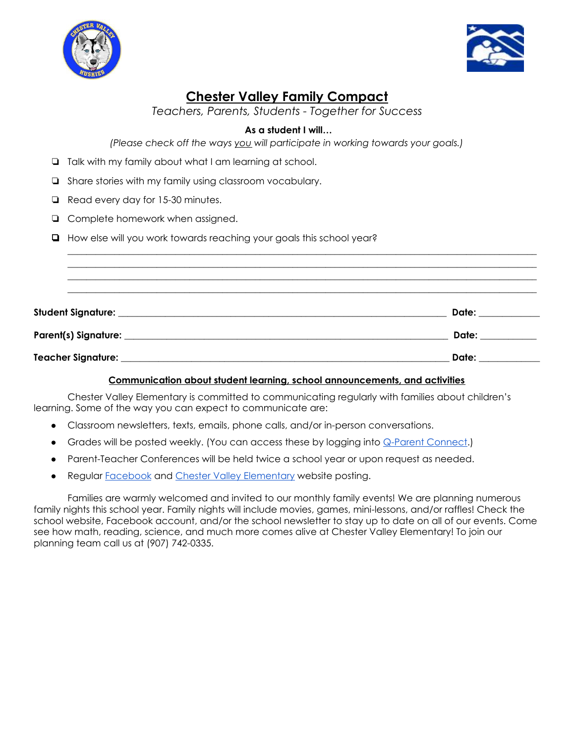# Chester Valley Family Compact

*Teachers, Parents, Students - Together for Success*

**As a student I will…**

*(Please check off the ways you will participate in working towards your goals.)*

- ❏ Talk with my family about what I am learning at school.
- ❏ Share stories with my family using classroom vocabulary.
- ❏ Read every day for 15-30 minutes.
- ❏ Complete homework when assigned.
- ❏ How else will you work towards reaching your goals this school year?

\_\_\_\_\_\_\_\_\_\_\_\_\_\_\_\_\_\_\_\_\_\_\_\_\_\_\_\_\_\_\_\_\_\_\_\_\_\_\_\_\_\_\_\_\_\_\_\_\_\_\_\_\_\_\_\_\_\_\_\_\_\_\_\_\_\_\_\_\_\_

\_\_\_\_\_\_\_\_\_\_\_\_\_\_\_\_\_\_\_\_\_\_\_\_\_\_\_\_\_\_\_\_\_\_\_\_\_\_\_\_\_\_\_\_\_\_\_\_\_\_\_\_\_\_\_\_\_\_\_\_\_\_\_\_\_\_\_\_\_\_

\_\_\_\_\_\_\_\_\_\_\_\_\_\_\_\_\_\_\_\_\_\_\_\_\_\_\_\_\_\_\_\_\_\_\_\_\_\_\_\_\_\_\_\_\_\_\_\_\_\_\_\_\_\_\_\_\_\_\_\_\_\_\_\_\_\_\_\_\_\_

\_\_\_\_\_\_\_\_\_\_\_\_\_\_\_\_\_\_\_\_\_\_\_\_\_\_\_\_\_\_\_\_\_\_\_\_\_\_\_\_\_\_\_\_\_\_\_\_\_\_\_\_\_\_\_\_\_\_\_\_\_\_\_\_\_\_\_\_\_\_

**Student Signature:** \_\_\_\_\_\_\_\_\_\_\_\_\_\_\_\_\_\_\_\_\_\_\_\_\_\_\_\_\_\_\_\_\_\_\_\_\_\_\_\_\_\_\_\_ **Date:** \_\_\_\_\_\_\_\_\_\_

**Parent(s) Signature:** \_\_\_\_\_\_\_\_\_\_\_\_\_\_\_\_\_\_\_\_\_\_\_\_\_\_\_\_\_\_\_\_\_\_\_\_\_\_\_\_\_\_\_\_ **Date:** \_\_\_\_\_\_\_\_\_\_

**Teacher Signature:** \_\_\_\_\_\_\_\_\_\_\_\_\_\_\_\_\_\_\_\_\_\_\_\_\_\_\_\_\_\_\_\_\_\_\_\_\_\_\_\_\_\_\_\_ **Date:** \_\_\_\_\_\_\_\_\_\_

## Communication about student learning, school announcements, and activities

Chester Valley Elementary is committed to communicating regularly with families about children's learning. Some of the way you can expect to communicate are:

- Classroom newsletters, texts, emails, phone calls, and/or in-person conversations.
- Grades will be posted weekly. (You can access these by logging into Q-Parent Connect.)
- Parent-Teacher Conferences will be held twice a school year or upon request as needed.
- Regular Facebook and Chester Valley Elementary website posting.

Families are warmly welcomed and invited to our monthly family events! We are planning numerous family nights this school year. Family nights will include movies, games, mini-lessons, and/or raffles! Check the school website, Facebook account, and/or the school newsletter to stay up to date on all of our events. Come see how math, reading, science, and much more comes alive at Chester Valley Elementary! To join our planning team call us at (907) 742-0335.